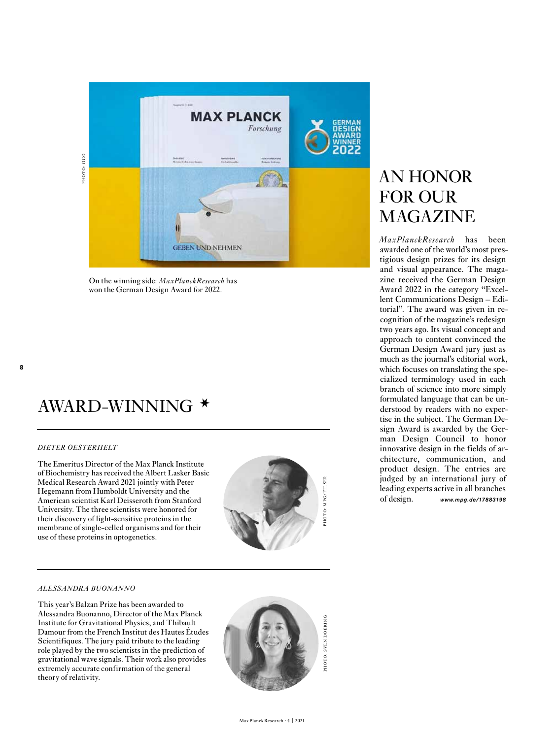# AN HONOR FOR OUR MAGAZINE

*MaxPlanckResearch* has been awarded one of the world's most prestigious design prizes for its design and visual appearance. The magazine received the German Design Award 2022 in the category "Excellent Communications Design – Editorial". The award was given in recognition of the magazine's redesign two years ago. Its visual concept and approach to content convinced the German Design Award jury just as much as the journal's editorial work, which focuses on translating the specialized terminology used in each branch of science into more simply formulated language that can be understood by readers with no expertise in the subject. The German Design Award is awarded by the German Design Council to honor innovative design in the fields of architecture, communication, and product design. The entries are judged by an international jury of leading experts active in all branches of design. ***www.mpg.de/17883198***

On the winning side: *MaxPlanckResearch* has won the German Design Award for 2022.

# AWARD-WINNING *

*DIETER OESTERHELT*

The Emeritus Director of the Max Planck Institute of Biochemistry has received the Albert Lasker Basic Medical Research Award 2021 jointly with Peter Hegemann from Humboldt University and the American scientist Karl Deisseroth from Stanford University. The three scientists were honored for their discovery of light-sensitive proteins in the membrane of single-celled organisms and for their use of these proteins in optogenetics.

*ALESSANDRA BUONANNO*

This year's Balzan Prize has been awarded to Alessandra Buonanno, Director of the Max Planck Institute for Gravitational Physics, and Thibault Damour from the French Institut des Hautes Études Scientifiques. The jury paid tribute to the leading role played by the two scientists in the prediction of gravitational wave signals. Their work also provides extremely accurate confirmation of the general theory of relativity.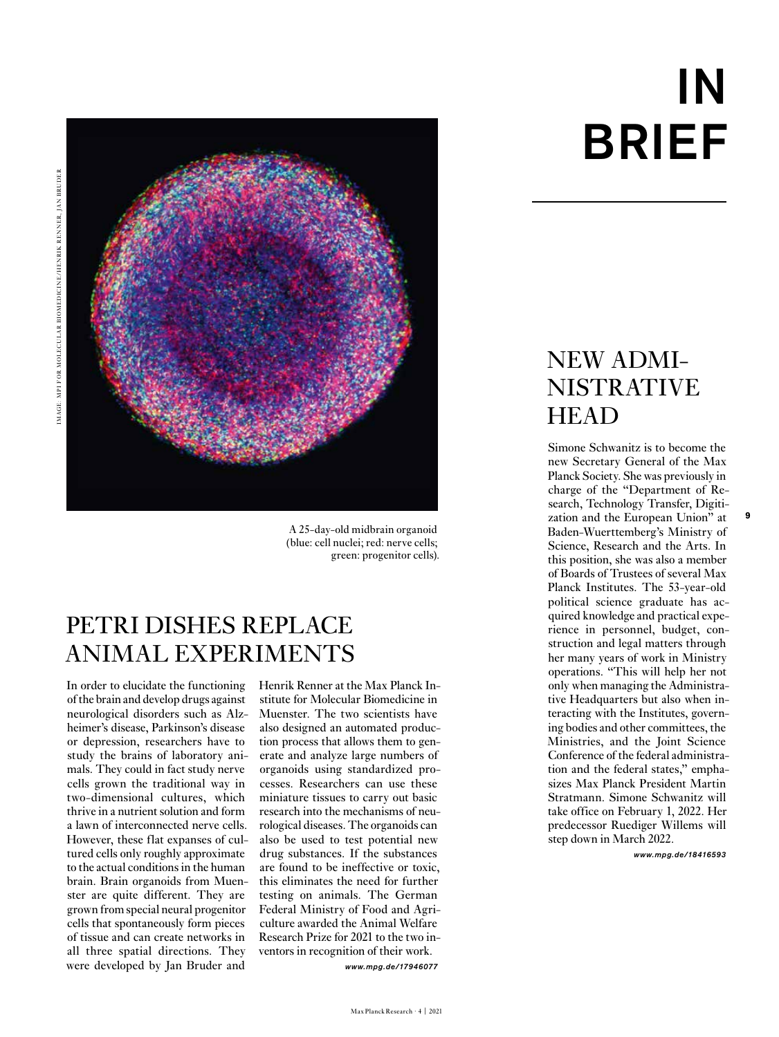# IN BRIEF

A 25-day-old midbrain organoid (blue: cell nuclei; red: nerve cells; green: progenitor cells).

IMAGE: MPI FOR MOLECULAR BIOMEDICINE/HENRIK RENNER, JAN BRUDER

## PETRI DISHES REPLACE ANIMAL EXPERIMENTS

In order to elucidate the functioning of the brain and develop drugs against neurological disorders such as Alzheimer's disease, Parkinson's disease or depression, researchers have to study the brains of laboratory animals. They could in fact study nerve cells grown the traditional way in two-dimensional cultures, which thrive in a nutrient solution and form a lawn of interconnected nerve cells. However, these flat expanses of cultured cells only roughly approximate to the actual conditions in the human brain. Brain organoids from Muenster are quite different. They are grown from special neural progenitor cells that spontaneously form pieces of tissue and can create networks in all three spatial directions. They were developed by Jan Bruder and Henrik Renner at the Max Planck Institute for Molecular Biomedicine in Muenster. The two scientists have also designed an automated production process that allows them to generate and analyze large numbers of organoids using standardized processes. Researchers can use these miniature tissues to carry out basic research into the mechanisms of neurological diseases. The organoids can also be used to test potential new drug substances. If the substances are found to be ineffective or toxic, this eliminates the need for further testing on animals. The German Federal Ministry of Food and Agriculture awarded the Animal Welfare Research Prize for 2021 to the two inventors in recognition of their work.

*www.mpg.de/17946077*

## NEW ADMINISTRATIVE HEAD

Simone Schwanitz is to become the new Secretary General of the Max Planck Society. She was previously in charge of the "Department of Research, Technology Transfer, Digitization and the European Union" at Baden-Wuerttemberg's Ministry of Science, Research and the Arts. In this position, she was also a member of Boards of Trustees of several Max Planck Institutes. The 53-year-old political science graduate has acquired knowledge and practical experience in personnel, budget, construction and legal matters through her many years of work in Ministry operations. "This will help her not only when managing the Administrative Headquarters but also when interacting with the Institutes, governing bodies and other committees, the Ministries, and the Joint Science Conference of the federal administration and the federal states," emphasizes Max Planck President Martin Stratmann. Simone Schwanitz will take office on February 1, 2022. Her predecessor Ruediger Willems will step down in March 2022.

*www.mpg.de/18416593*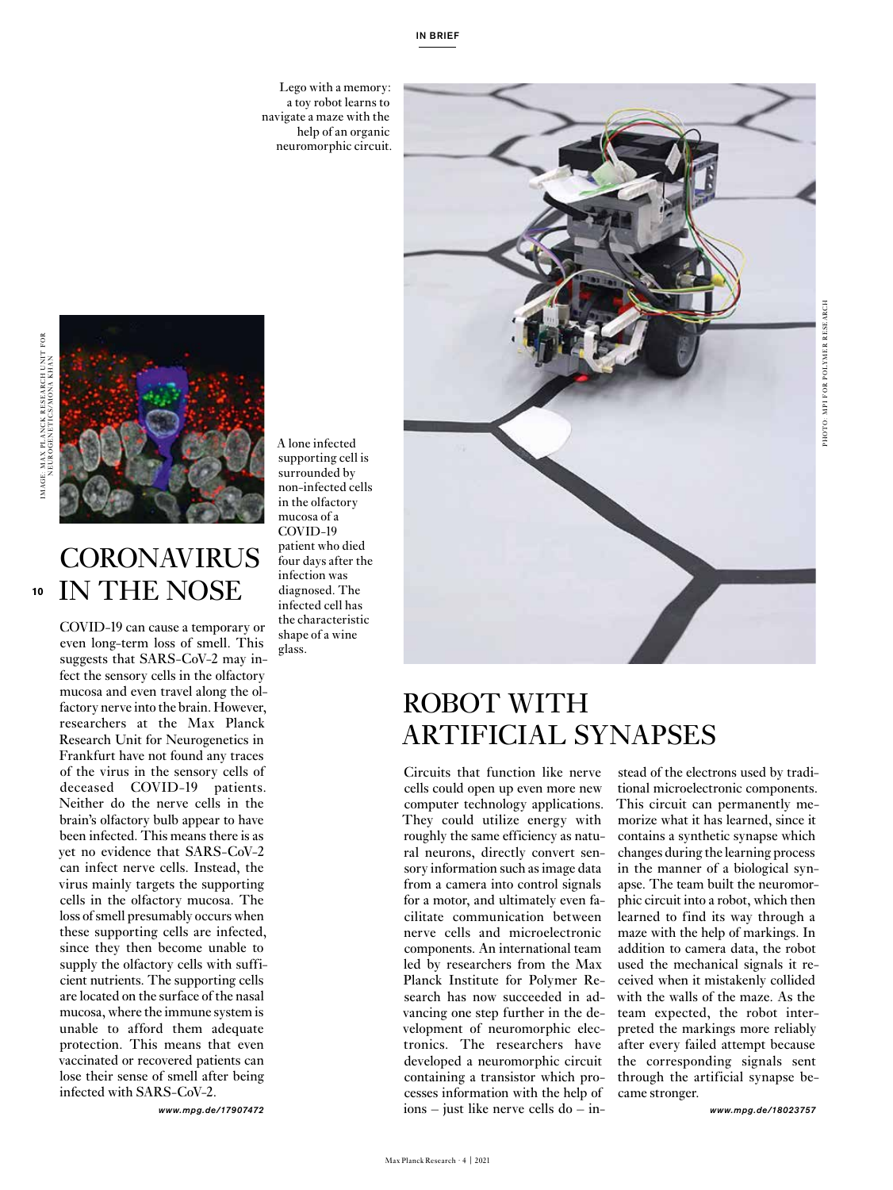Lego with a memory: a toy robot learns to navigate a maze with the help of an organic neuromorphic circuit.

## CORONAVIRUS IN THE NOSE

A lone infected supporting cell is surrounded by non-infected cells in the olfactory mucosa of a COVID-19 patient who died four days after the infection was diagnosed. The infected cell has the characteristic shape of a wine glass.

COVID-19 can cause a temporary or even long-term loss of smell. This suggests that SARS-CoV-2 may infect the sensory cells in the olfactory mucosa and even travel along the olfactory nerve into the brain. However, researchers at the Max Planck Research Unit for Neurogenetics in Frankfurt have not found any traces of the virus in the sensory cells of deceased COVID-19 patients. Neither do the nerve cells in the brain's olfactory bulb appear to have been infected. This means there is as yet no evidence that SARS-CoV-2 can infect nerve cells. Instead, the virus mainly targets the supporting cells in the olfactory mucosa. The loss of smell presumably occurs when these supporting cells are infected, since they then become unable to supply the olfactory cells with sufficient nutrients. The supporting cells are located on the surface of the nasal mucosa, where the immune system is unable to afford them adequate protection. This means that even vaccinated or recovered patients can lose their sense of smell after being infected with SARS-CoV-2.

*www.mpg.de/17907472*

## ROBOT WITH ARTIFICIAL SYNAPSES

Circuits that function like nerve cells could open up even more new computer technology applications. They could utilize energy with roughly the same efficiency as natural neurons, directly convert sensory information such as image data from a camera into control signals for a motor, and ultimately even facilitate communication between nerve cells and microelectronic components. An international team led by researchers from the Max Planck Institute for Polymer Research has now succeeded in advancing one step further in the development of neuromorphic electronics. The researchers have developed a neuromorphic circuit containing a transistor which processes information with the help of ions – just like nerve cells do – instead of the electrons used by traditional microelectronic components. This circuit can permanently memorize what it has learned, since it contains a synthetic synapse which changes during the learning process in the manner of a biological synapse. The team built the neuromorphic circuit into a robot, which then learned to find its way through a maze with the help of markings. In addition to camera data, the robot used the mechanical signals it received when it mistakenly collided with the walls of the maze. As the team expected, the robot interpreted the markings more reliably after every failed attempt because the corresponding signals sent through the artificial synapse became stronger.

*www.mpg.de/18023757*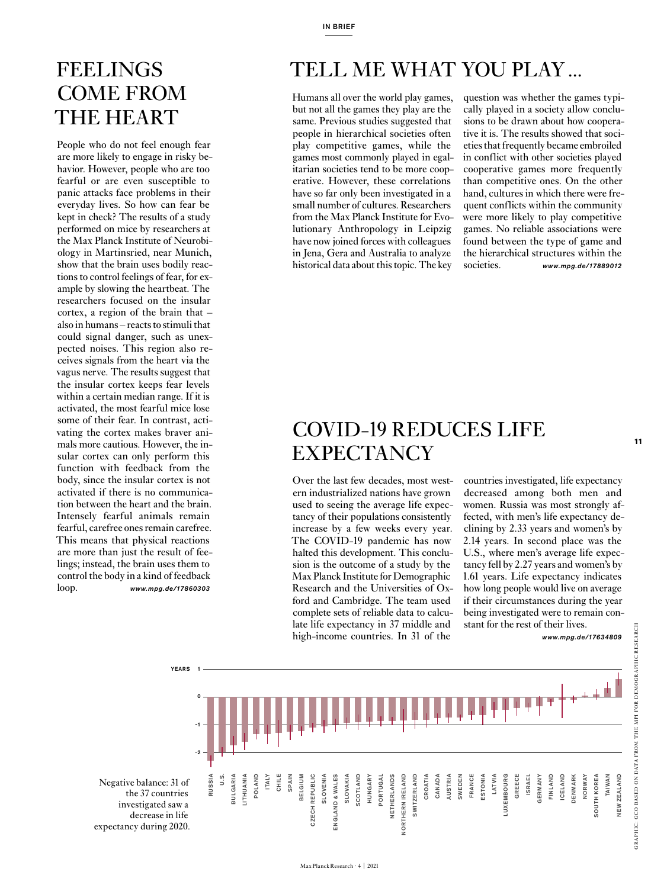# FEELINGS COME FROM THE HEART

People who do not feel enough fear are more likely to engage in risky behavior. However, people who are too fearful or are even susceptible to panic attacks face problems in their everyday lives. So how can fear be kept in check? The results of a study performed on mice by researchers at the Max Planck Institute of Neurobiology in Martinsried, near Munich, show that the brain uses bodily reactions to control feelings of fear, for example by slowing the heartbeat. The researchers focused on the insular cortex, a region of the brain that – also in humans – reacts to stimuli that could signal danger, such as unexpected noises. This region also receives signals from the heart via the vagus nerve. The results suggest that the insular cortex keeps fear levels within a certain median range. If it is activated, the most fearful mice lose some of their fear. In contrast, activating the cortex makes braver animals more cautious. However, the insular cortex can only perform this function with feedback from the body, since the insular cortex is not activated if there is no communication between the heart and the brain. Intensely fearful animals remain fearful, carefree ones remain carefree. This means that physical reactions are more than just the result of feelings; instead, the brain uses them to control the body in a kind of feedback loop. ***www.mpg.de/17860303***

# TELL ME WHAT YOU PLAY ...

Humans all over the world play games, but not all the games they play are the same. Previous studies suggested that people in hierarchical societies often play competitive games, while the games most commonly played in egalitarian societies tend to be more cooperative. However, these correlations have so far only been investigated in a small number of cultures. Researchers from the Max Planck Institute for Evolutionary Anthropology in Leipzig have now joined forces with colleagues in Jena, Gera and Australia to analyze historical data about this topic. The key question was whether the games typically played in a society allow conclusions to be drawn about how cooperative it is. The results showed that societies that frequently became embroiled in conflict with other societies played cooperative games more frequently than competitive ones. On the other hand, cultures in which there were frequent conflicts within the community were more likely to play competitive games. No reliable associations were found between the type of game and the hierarchical structures within the societies. ***www.mpg.de/17889012***

# COVID-19 REDUCES LIFE EXPECTANCY

Over the last few decades, most western industrialized nations have grown used to seeing the average life expectancy of their populations consistently increase by a few weeks every year. The COVID-19 pandemic has now halted this development. This conclusion is the outcome of a study by the Max Planck Institute for Demographic Research and the Universities of Oxford and Cambridge. The team used complete sets of reliable data to calculate life expectancy in 37 middle and high-income countries. In 31 of the countries investigated, life expectancy decreased among both men and women. Russia was most strongly affected, with men's life expectancy declining by 2.33 years and women's by 2.14 years. In second place was the U.S., where men's average life expectancy fell by 2.27 years and women's by 1.61 years. Life expectancy indicates how long people would live on average if their circumstances during the year being investigated were to remain constant for the rest of their lives. ***www.mpg.de/17634809***

Negative balance: 31 of the 37 countries investigated saw a decrease in life expectancy during 2020.

GRAPHIC: GCO BASED ON DATA FROM THE MPI FOR DEMOGRAPHIC RESEARCH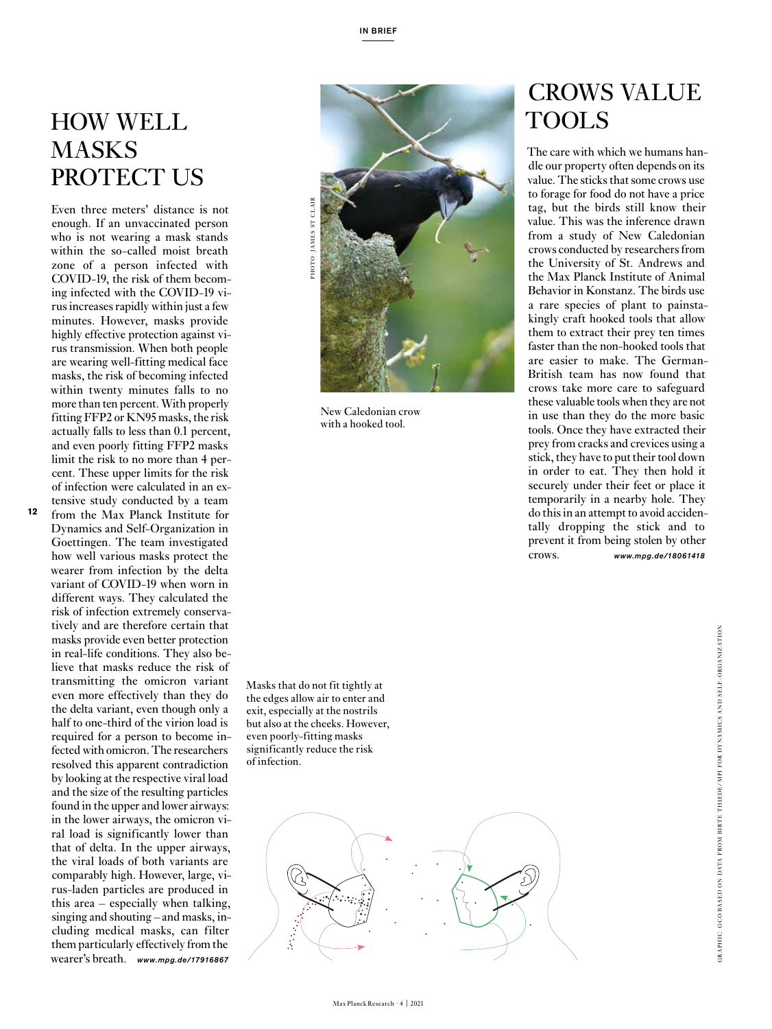# HOW WELL MASKS PROTECT US

Even three meters' distance is not enough. If an unvaccinated person who is not wearing a mask stands within the so-called moist breath zone of a person infected with COVID-19, the risk of them becoming infected with the COVID-19 virus increases rapidly within just a few minutes. However, masks provide highly effective protection against virus transmission. When both people are wearing well-fitting medical face masks, the risk of becoming infected within twenty minutes falls to no more than ten percent. With properly fitting FFP2 or KN95 masks, the risk actually falls to less than 0.1 percent, and even poorly fitting FFP2 masks limit the risk to no more than 4 percent. These upper limits for the risk of infection were calculated in an extensive study conducted by a team from the Max Planck Institute for Dynamics and Self-Organization in Goettingen. The team investigated how well various masks protect the wearer from infection by the delta variant of COVID-19 when worn in different ways. They calculated the risk of infection extremely conservatively and are therefore certain that masks provide even better protection in real-life conditions. They also believe that masks reduce the risk of transmitting the omicron variant even more effectively than they do the delta variant, even though only a half to one-third of the virion load is required for a person to become infected with omicron. The researchers resolved this apparent contradiction by looking at the respective viral load and the size of the resulting particles found in the upper and lower airways: in the lower airways, the omicron viral load is significantly lower than that of delta. In the upper airways, the viral loads of both variants are comparably high. However, large, virus-laden particles are produced in this area – especially when talking, singing and shouting – and masks, including medical masks, can filter them particularly effectively from the wearer's breath. ***www.mpg.de/17916867***

New Caledonian crow with a hooked tool.

PHOTO: JAMES ST CLAIR

Masks that do not fit tightly at the edges allow air to enter and exit, especially at the nostrils but also at the cheeks. However, even poorly-fitting masks significantly reduce the risk of infection.

GRAPHIC: GCO BASED ON DATA FROM BIRTE THIEDE/MPI FOR DYNAMICS AND SELF-ORGANIZATION

# CROWS VALUE TOOLS

The care with which we humans handle our property often depends on its value. The sticks that some crows use to forage for food do not have a price tag, but the birds still know their value. This was the inference drawn from a study of New Caledonian crows conducted by researchers from the University of St. Andrews and the Max Planck Institute of Animal Behavior in Konstanz. The birds use a rare species of plant to painstakingly craft hooked tools that allow them to extract their prey ten times faster than the non-hooked tools that are easier to make. The German-British team has now found that crows take more care to safeguard these valuable tools when they are not in use than they do the more basic tools. Once they have extracted their prey from cracks and crevices using a stick, they have to put their tool down in order to eat. They then hold it securely under their feet or place it temporarily in a nearby hole. They do this in an attempt to avoid accidentally dropping the stick and to prevent it from being stolen by other crows. ***www.mpg.de/18061418***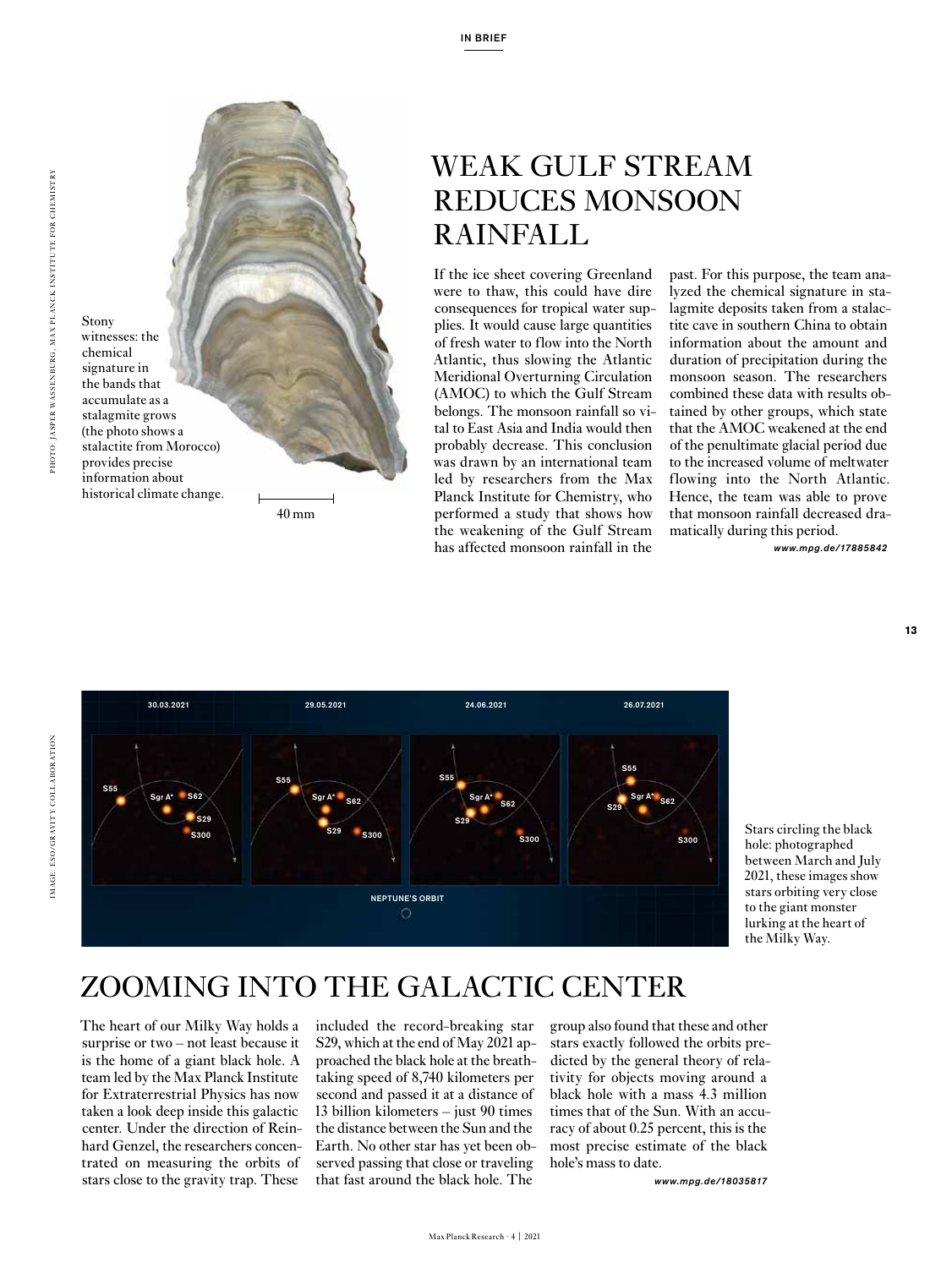## WEAK GULF STREAM REDUCES MONSOON RAINFALL

Stony witnesses: the chemical signature in the bands that accumulate as a stalagmite grows (the photo shows a stalactite from Morocco) provides precise information about historical climate change.

If the ice sheet covering Greenland were to thaw, this could have dire consequences for tropical water supplies. It would cause large quantities of fresh water to flow into the North Atlantic, thus slowing the Atlantic Meridional Overturning Circulation (AMOC) to which the Gulf Stream belongs. The monsoon rainfall so vital to East Asia and India would then probably decrease. This conclusion was drawn by an international team led by researchers from the Max Planck Institute for Chemistry, who performed a study that shows how the weakening of the Gulf Stream has affected monsoon rainfall in the past. For this purpose, the team analyzed the chemical signature in stalagmite deposits taken from a stalactite cave in southern China to obtain information about the amount and duration of precipitation during the monsoon season. The researchers combined these data with results obtained by other groups, which state that the AMOC weakened at the end of the penultimate glacial period due to the increased volume of meltwater flowing into the North Atlantic. Hence, the team was able to prove that monsoon rainfall decreased dramatically during this period.

*www.mpg.de/17885842*

Stars circling the black hole: photographed between March and July 2021, these images show stars orbiting very close to the giant monster lurking at the heart of the Milky Way.

## ZOOMING INTO THE GALACTIC CENTER

The heart of our Milky Way holds a surprise or two – not least because it is the home of a giant black hole. A team led by the Max Planck Institute for Extraterrestrial Physics has now taken a look deep inside this galactic center. Under the direction of Reinhard Genzel, the researchers concentrated on measuring the orbits of stars close to the gravity trap. These included the record-breaking star S29, which at the end of May 2021 approached the black hole at the breathtaking speed of 8,740 kilometers per second and passed it at a distance of 13 billion kilometers – just 90 times the distance between the Sun and the Earth. No other star has yet been observed passing that close or traveling that fast around the black hole. The group also found that these and other stars exactly followed the orbits predicted by the general theory of relativity for objects moving around a black hole with a mass 4.3 million times that of the Sun. With an accuracy of about 0.25 percent, this is the most precise estimate of the black hole's mass to date.

*www.mpg.de/18035817*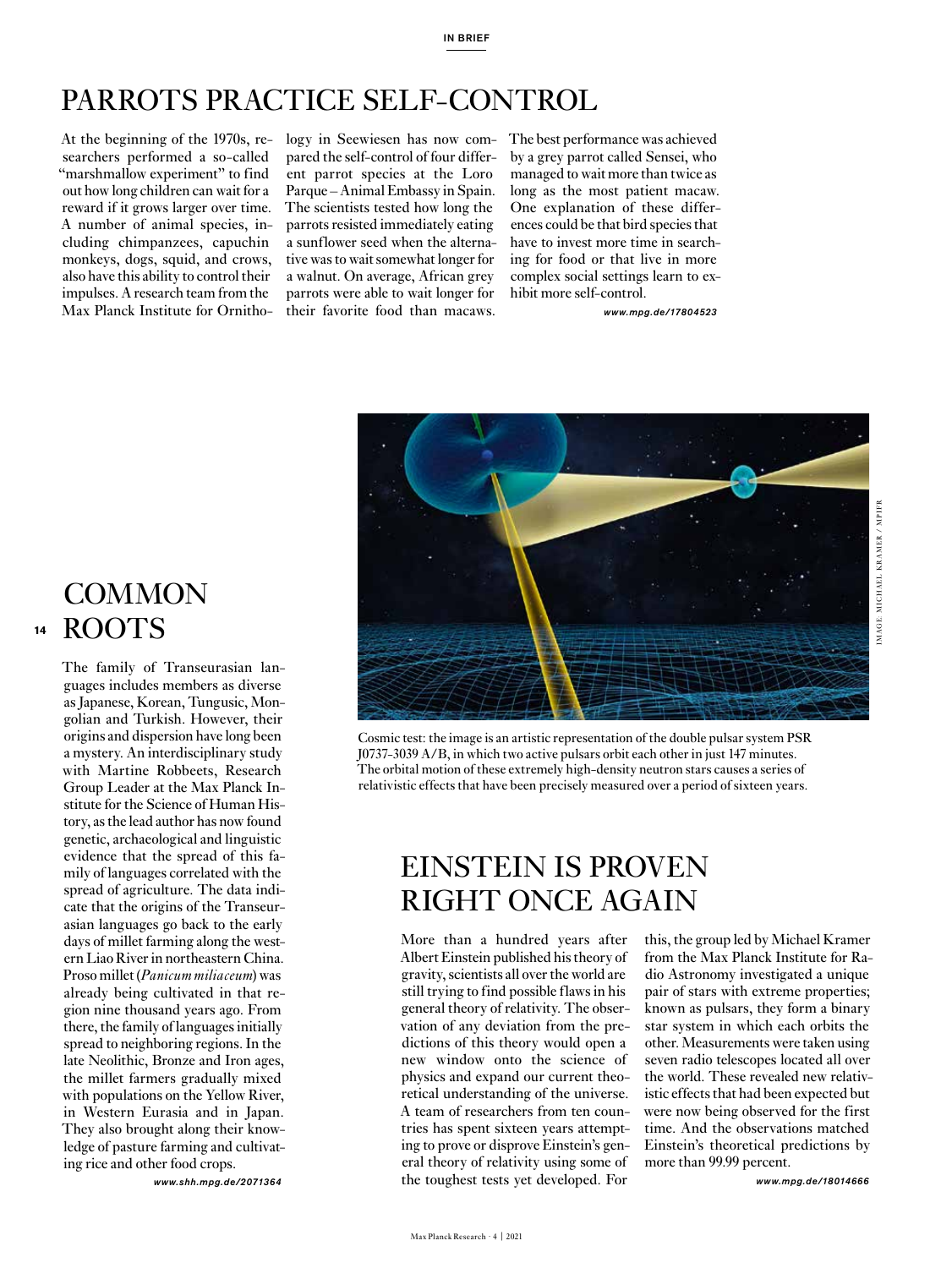# PARROTS PRACTICE SELF-CONTROL

At the beginning of the 1970s, researchers performed a so-called "marshmallow experiment" to find out how long children can wait for a reward if it grows larger over time. A number of animal species, including chimpanzees, capuchin monkeys, dogs, squid, and crows, also have this ability to control their impulses. A research team from the Max Planck Institute for Ornithology in Seewiesen has now compared the self-control of four different parrot species at the Loro Parque – Animal Embassy in Spain. The scientists tested how long the parrots resisted immediately eating a sunflower seed when the alternative was to wait somewhat longer for a walnut. On average, African grey parrots were able to wait longer for their favorite food than macaws. The best performance was achieved by a grey parrot called Sensei, who managed to wait more than twice as long as the most patient macaw. One explanation of these differences could be that bird species that have to invest more time in searching for food or that live in more complex social settings learn to exhibit more self-control.

*www.mpg.de/17804523*

# COMMON ROOTS

The family of Transeurasian languages includes members as diverse as Japanese, Korean, Tungusic, Mongolian and Turkish. However, their origins and dispersion have long been a mystery. An interdisciplinary study with Martine Robbeets, Research Group Leader at the Max Planck Institute for the Science of Human History, as the lead author has now found genetic, archaeological and linguistic evidence that the spread of this family of languages correlated with the spread of agriculture. The data indicate that the origins of the Transeurasian languages go back to the early days of millet farming along the western Liao River in northeastern China. Proso millet (*Panicum miliaceum*) was already being cultivated in that region nine thousand years ago. From there, the family of languages initially spread to neighboring regions. In the late Neolithic, Bronze and Iron ages, the millet farmers gradually mixed with populations on the Yellow River, in Western Eurasia and in Japan. They also brought along their knowledge of pasture farming and cultivating rice and other food crops.

*www.shh.mpg.de/2071364*

IMAGE: MICHAEL KRAMER / MPIFR

Cosmic test: the image is an artistic representation of the double pulsar system PSR J0737-3039 A/B, in which two active pulsars orbit each other in just 147 minutes. The orbital motion of these extremely high-density neutron stars causes a series of relativistic effects that have been precisely measured over a period of sixteen years.

# EINSTEIN IS PROVEN RIGHT ONCE AGAIN

More than a hundred years after Albert Einstein published his theory of gravity, scientists all over the world are still trying to find possible flaws in his general theory of relativity. The observation of any deviation from the predictions of this theory would open a new window onto the science of physics and expand our current theoretical understanding of the universe. A team of researchers from ten countries has spent sixteen years attempting to prove or disprove Einstein's general theory of relativity using some of the toughest tests yet developed. For this, the group led by Michael Kramer from the Max Planck Institute for Radio Astronomy investigated a unique pair of stars with extreme properties; known as pulsars, they form a binary star system in which each orbits the other. Measurements were taken using seven radio telescopes located all over the world. These revealed new relativistic effects that had been expected but were now being observed for the first time. And the observations matched Einstein's theoretical predictions by more than 99.99 percent.

*www.mpg.de/18014666*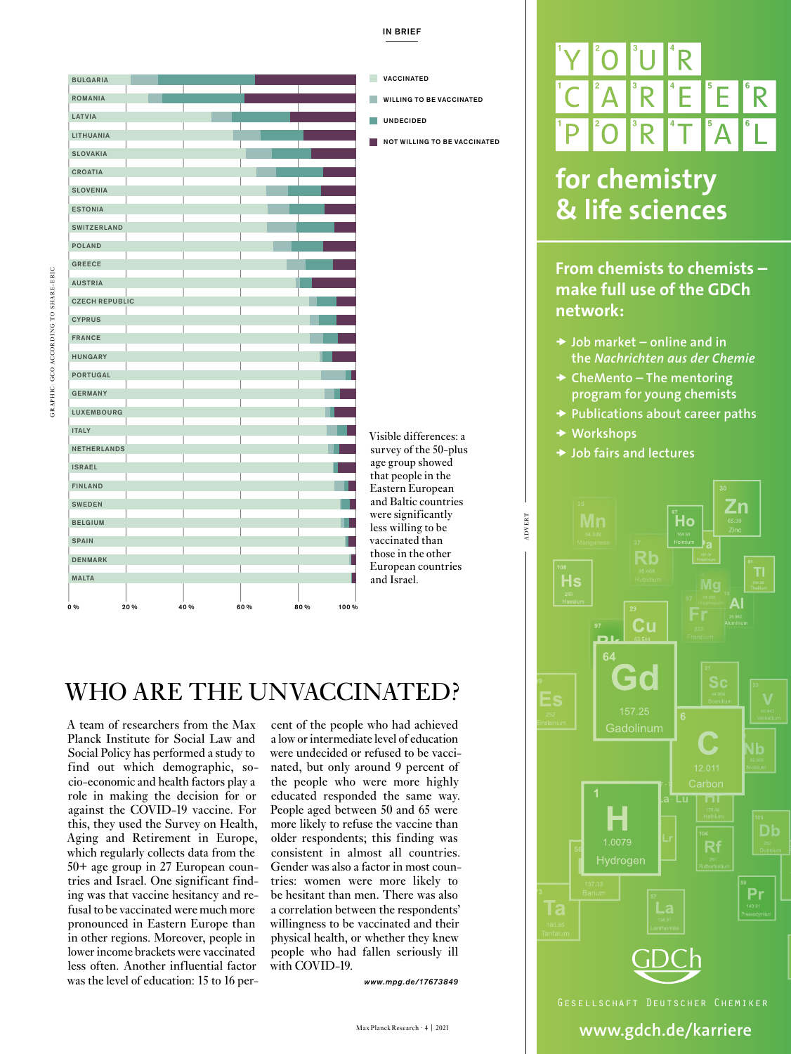IN BRIEF

BULGARIA
ROMANIA
LATVIA
LITHUANIA
SLOVAKIA
CROATIA
SLOVENIA
ESTONIA
SWITZERLAND
POLAND
GREECE
AUSTRIA
CZECH REPUBLIC
CYPRUS
FRANCE
HUNGARY
PORTUGAL
GERMANY
LUXEMBOURG
ITALY
NETHERLANDS
ISRAEL
FINLAND
SWEDEN
BELGIUM
SPAIN
DENMARK
MALTA

0 % 20 % 40 % 60 % 80 % 100 %

VACCINATED
WILLING TO BE VACCINATED
UNDECIDED
NOT WILLING TO BE VACCINATED

GRAPHIC: GCO ACCORDING TO SHARE-ERIC

Visible differences: a survey of the 50-plus age group showed that people in the Eastern European and Baltic countries were significantly less willing to be vaccinated than those in the other European countries and Israel.

# WHO ARE THE UNVACCINATED?

A team of researchers from the Max Planck Institute for Social Law and Social Policy has performed a study to find out which demographic, socio-economic and health factors play a role in making the decision for or against the COVID-19 vaccine. For this, they used the Survey on Health, Aging and Retirement in Europe, which regularly collects data from the 50+ age group in 27 European countries and Israel. One significant finding was that vaccine hesitancy and refusal to be vaccinated were much more pronounced in Eastern Europe than in other regions. Moreover, people in lower income brackets were vaccinated less often. Another influential factor was the level of education: 15 to 16 percent of the people who had achieved a low or intermediate level of education were undecided or refused to be vaccinated, but only around 9 percent of the people who were more highly educated responded the same way. People aged between 50 and 65 were more likely to refuse the vaccine than older respondents; this finding was consistent in almost all countries. Gender was also a factor in most countries: women were more likely to be hesitant than men. There was also a correlation between the respondents' willingness to be vaccinated and their physical health, or whether they knew people who had fallen seriously ill with COVID-19.

*www.mpg.de/17673849*

ADVERT

YOUR CAREER PORTAL

## for chemistry & life sciences

**From chemists to chemists – make full use of the GDCh network:**

- Job market – online and in the *Nachrichten aus der Chemie*
- CheMento – The mentoring program for young chemists
- Publications about career paths
- Workshops
- Job fairs and lectures

GDCh

GESELLSCHAFT DEUTSCHER CHEMIKER

www.gdch.de/karriere